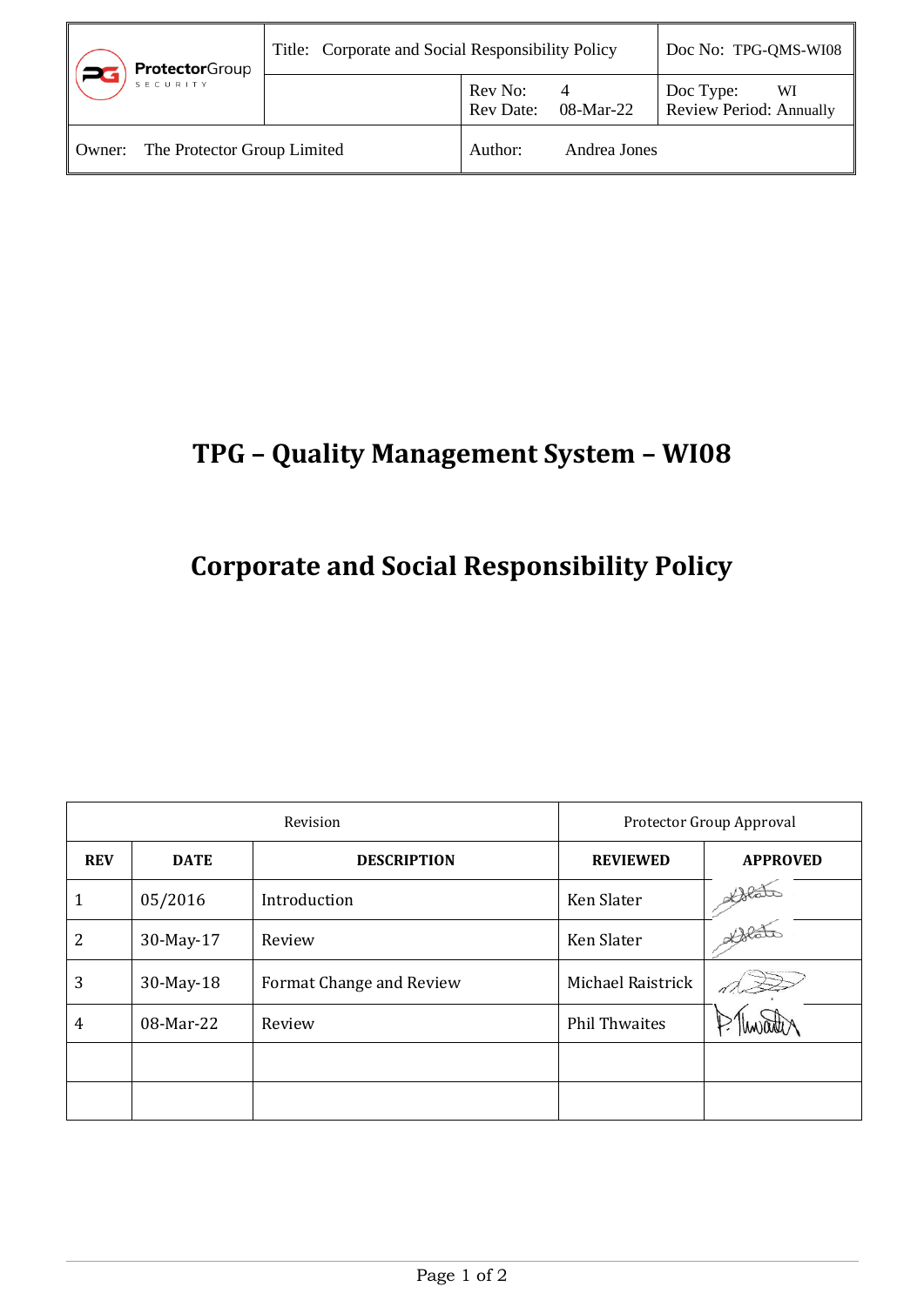| ProtectorGroup SECURITY | Title: Corporate and Social Responsibility Policy | | Doc No: TPG-QMS-WI08 |
|---|---|---|---|
| | | Rev No: 4<br>Rev Date: 08-Mar-22 | Doc Type: WI<br>Review Period: Annually |
| Owner: The Protector Group Limited | | Author: Andrea Jones | |

# TPG – Quality Management System – WI08

# Corporate and Social Responsibility Policy

| Revision | | | Protector Group Approval | |
|---|---|---|---|---|
| **REV** | **DATE** | **DESCRIPTION** | **REVIEWED** | **APPROVED** |
| 1 | 05/2016 | Introduction | Ken Slater | |
| 2 | 30-May-17 | Review | Ken Slater | |
| 3 | 30-May-18 | Format Change and Review | Michael Raistrick | |
| 4 | 08-Mar-22 | Review | Phil Thwaites | P. Thwaites |
| | | | | |
| | | | | |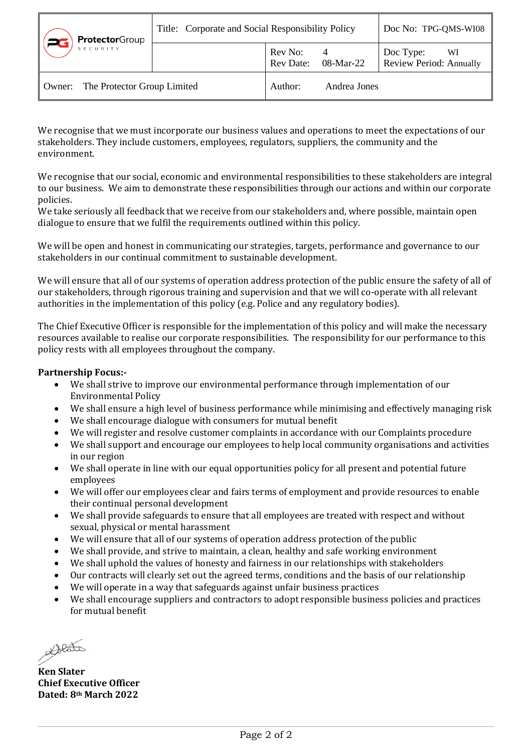| | | |
|---|---|---|
| ProtectorGroup SECURITY | Title: Corporate and Social Responsibility Policy | Doc No: TPG-QMS-WI08 |
| | Rev No: 4<br>Rev Date: 08-Mar-22 | Doc Type: WI<br>Review Period: Annually |
| Owner: The Protector Group Limited | Author: Andrea Jones | |

We recognise that we must incorporate our business values and operations to meet the expectations of our stakeholders. They include customers, employees, regulators, suppliers, the community and the environment.

We recognise that our social, economic and environmental responsibilities to these stakeholders are integral to our business. We aim to demonstrate these responsibilities through our actions and within our corporate policies.
We take seriously all feedback that we receive from our stakeholders and, where possible, maintain open dialogue to ensure that we fulfil the requirements outlined within this policy.

We will be open and honest in communicating our strategies, targets, performance and governance to our stakeholders in our continual commitment to sustainable development.

We will ensure that all of our systems of operation address protection of the public ensure the safety of all of our stakeholders, through rigorous training and supervision and that we will co-operate with all relevant authorities in the implementation of this policy (e.g. Police and any regulatory bodies).

The Chief Executive Officer is responsible for the implementation of this policy and will make the necessary resources available to realise our corporate responsibilities. The responsibility for our performance to this policy rests with all employees throughout the company.

**Partnership Focus:-**

- We shall strive to improve our environmental performance through implementation of our Environmental Policy
- We shall ensure a high level of business performance while minimising and effectively managing risk
- We shall encourage dialogue with consumers for mutual benefit
- We will register and resolve customer complaints in accordance with our Complaints procedure
- We shall support and encourage our employees to help local community organisations and activities in our region
- We shall operate in line with our equal opportunities policy for all present and potential future employees
- We will offer our employees clear and fairs terms of employment and provide resources to enable their continual personal development
- We shall provide safeguards to ensure that all employees are treated with respect and without sexual, physical or mental harassment
- We will ensure that all of our systems of operation address protection of the public
- We shall provide, and strive to maintain, a clean, healthy and safe working environment
- We shall uphold the values of honesty and fairness in our relationships with stakeholders
- Our contracts will clearly set out the agreed terms, conditions and the basis of our relationship
- We will operate in a way that safeguards against unfair business practices
- We shall encourage suppliers and contractors to adopt responsible business policies and practices for mutual benefit

**Ken Slater**
**Chief Executive Officer**
**Dated: 8th March 2022**